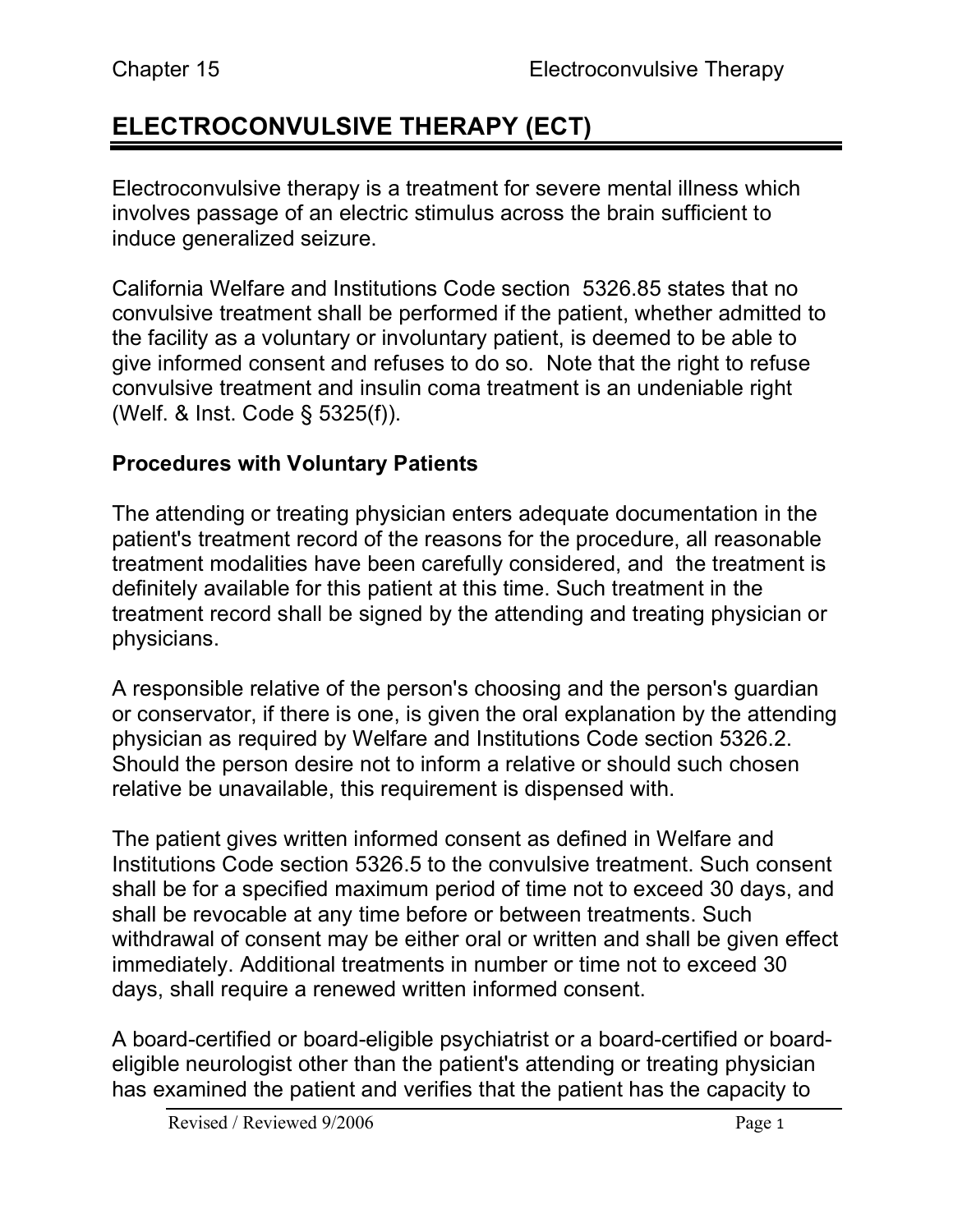# ELECTROCONVULSIVE THERAPY (ECT)

Electroconvulsive therapy is a treatment for severe mental illness which involves passage of an electric stimulus across the brain sufficient to induce generalized seizure.

California Welfare and Institutions Code section 5326.85 states that no convulsive treatment shall be performed if the patient, whether admitted to the facility as a voluntary or involuntary patient, is deemed to be able to give informed consent and refuses to do so. Note that the right to refuse convulsive treatment and insulin coma treatment is an undeniable right (Welf. & Inst. Code § 5325(f)).

## Procedures with Voluntary Patients

The attending or treating physician enters adequate documentation in the patient's treatment record of the reasons for the procedure, all reasonable treatment modalities have been carefully considered, and the treatment is definitely available for this patient at this time. Such treatment in the treatment record shall be signed by the attending and treating physician or physicians.

A responsible relative of the person's choosing and the person's guardian or conservator, if there is one, is given the oral explanation by the attending physician as required by Welfare and Institutions Code section 5326.2. Should the person desire not to inform a relative or should such chosen relative be unavailable, this requirement is dispensed with.

The patient gives written informed consent as defined in Welfare and Institutions Code section 5326.5 to the convulsive treatment. Such consent shall be for a specified maximum period of time not to exceed 30 days, and shall be revocable at any time before or between treatments. Such withdrawal of consent may be either oral or written and shall be given effect immediately. Additional treatments in number or time not to exceed 30 days, shall require a renewed written informed consent.

A board-certified or board-eligible psychiatrist or a board-certified or board-eligible neurologist other than the patient's attending or treating physician has examined the patient and verifies that the patient has the capacity to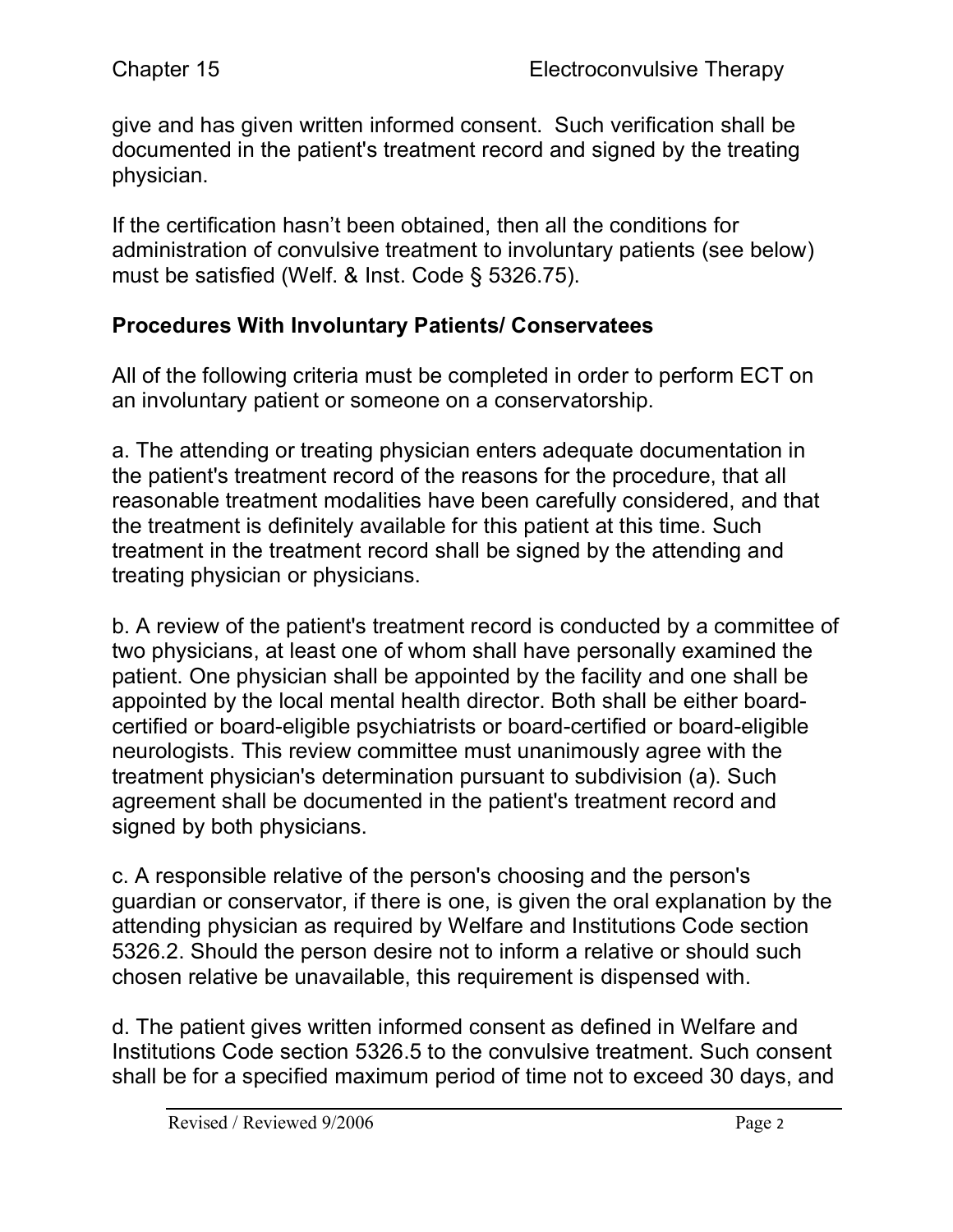give and has given written informed consent. Such verification shall be documented in the patient's treatment record and signed by the treating physician.

If the certification hasn't been obtained, then all the conditions for administration of convulsive treatment to involuntary patients (see below) must be satisfied (Welf. & Inst. Code § 5326.75).

## Procedures With Involuntary Patients/ Conservatees

All of the following criteria must be completed in order to perform ECT on an involuntary patient or someone on a conservatorship.

a. The attending or treating physician enters adequate documentation in the patient's treatment record of the reasons for the procedure, that all reasonable treatment modalities have been carefully considered, and that the treatment is definitely available for this patient at this time. Such treatment in the treatment record shall be signed by the attending and treating physician or physicians.

b. A review of the patient's treatment record is conducted by a committee of two physicians, at least one of whom shall have personally examined the patient. One physician shall be appointed by the facility and one shall be appointed by the local mental health director. Both shall be either board-certified or board-eligible psychiatrists or board-certified or board-eligible neurologists. This review committee must unanimously agree with the treatment physician's determination pursuant to subdivision (a). Such agreement shall be documented in the patient's treatment record and signed by both physicians.

c. A responsible relative of the person's choosing and the person's guardian or conservator, if there is one, is given the oral explanation by the attending physician as required by Welfare and Institutions Code section 5326.2. Should the person desire not to inform a relative or should such chosen relative be unavailable, this requirement is dispensed with.

d. The patient gives written informed consent as defined in Welfare and Institutions Code section 5326.5 to the convulsive treatment. Such consent shall be for a specified maximum period of time not to exceed 30 days, and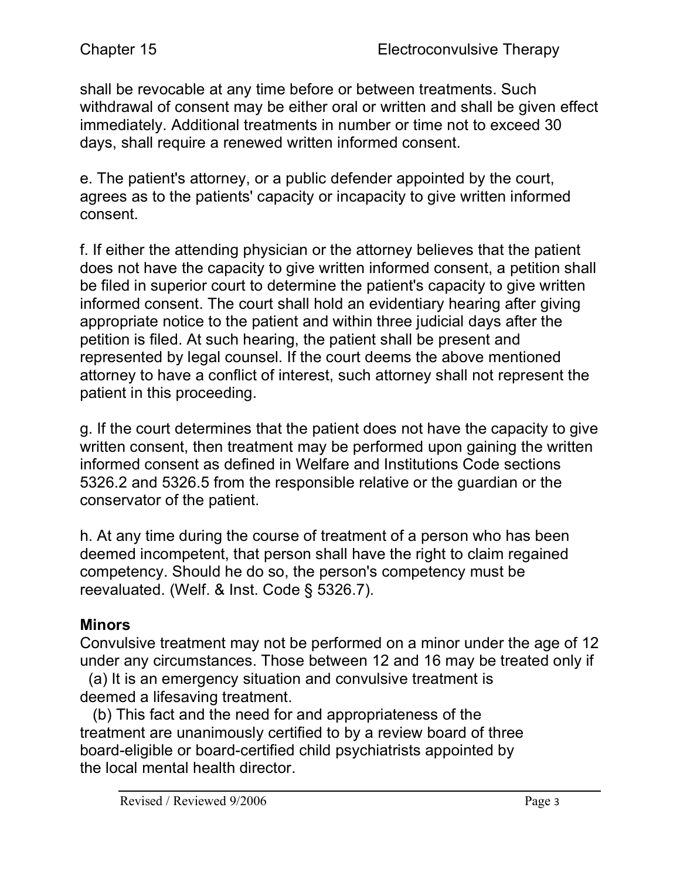shall be revocable at any time before or between treatments. Such withdrawal of consent may be either oral or written and shall be given effect immediately. Additional treatments in number or time not to exceed 30 days, shall require a renewed written informed consent.

e. The patient's attorney, or a public defender appointed by the court, agrees as to the patients' capacity or incapacity to give written informed consent.

f. If either the attending physician or the attorney believes that the patient does not have the capacity to give written informed consent, a petition shall be filed in superior court to determine the patient's capacity to give written informed consent. The court shall hold an evidentiary hearing after giving appropriate notice to the patient and within three judicial days after the petition is filed. At such hearing, the patient shall be present and represented by legal counsel. If the court deems the above mentioned attorney to have a conflict of interest, such attorney shall not represent the patient in this proceeding.

g. If the court determines that the patient does not have the capacity to give written consent, then treatment may be performed upon gaining the written informed consent as defined in Welfare and Institutions Code sections 5326.2 and 5326.5 from the responsible relative or the guardian or the conservator of the patient.

h. At any time during the course of treatment of a person who has been deemed incompetent, that person shall have the right to claim regained competency. Should he do so, the person's competency must be reevaluated. (Welf. & Inst. Code § 5326.7).

**Minors**

Convulsive treatment may not be performed on a minor under the age of 12 under any circumstances. Those between 12 and 16 may be treated only if

(a) It is an emergency situation and convulsive treatment is deemed a lifesaving treatment.

(b) This fact and the need for and appropriateness of the treatment are unanimously certified to by a review board of three board-eligible or board-certified child psychiatrists appointed by the local mental health director.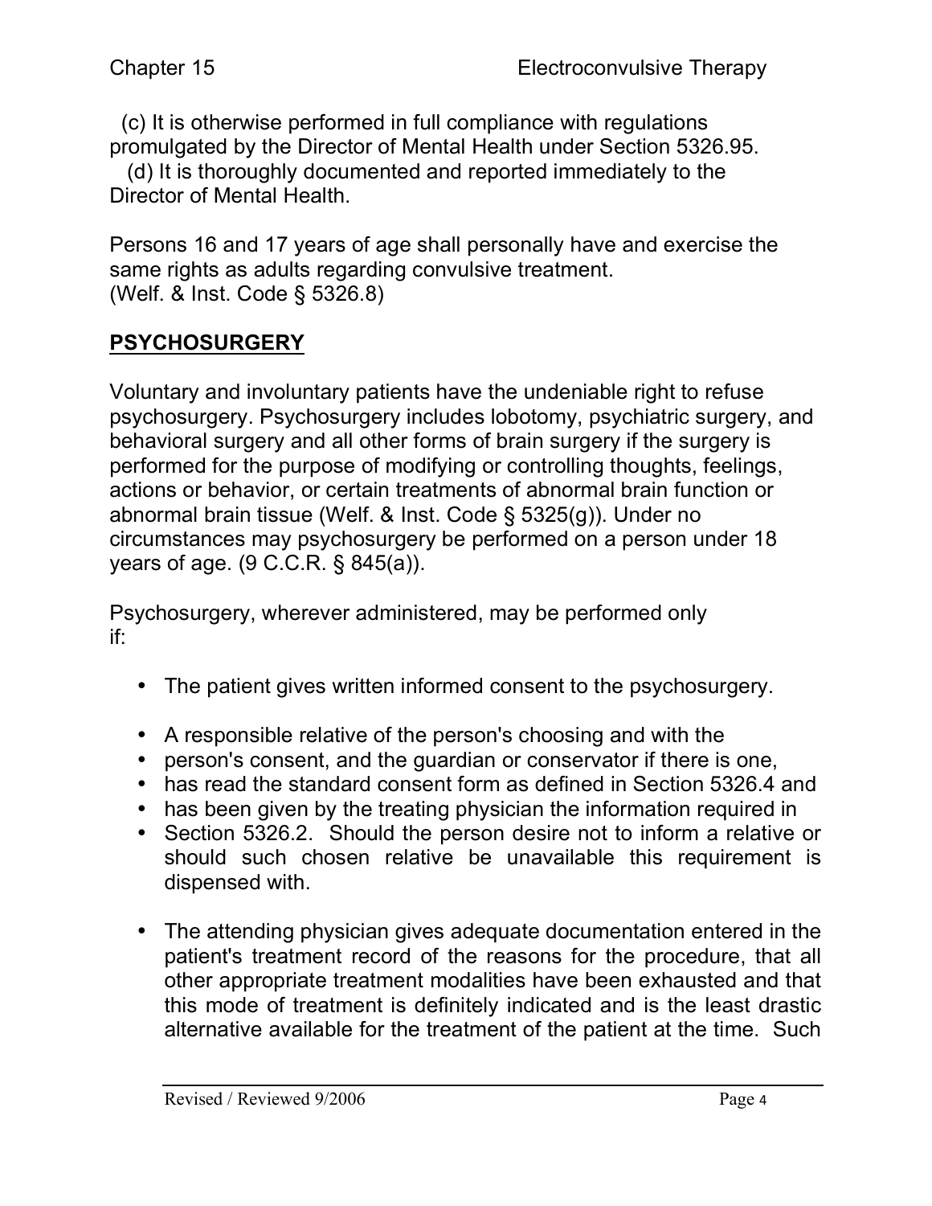(c) It is otherwise performed in full compliance with regulations promulgated by the Director of Mental Health under Section 5326.95.
(d) It is thoroughly documented and reported immediately to the Director of Mental Health.

Persons 16 and 17 years of age shall personally have and exercise the same rights as adults regarding convulsive treatment.
(Welf. & Inst. Code § 5326.8)

## PSYCHOSURGERY

Voluntary and involuntary patients have the undeniable right to refuse psychosurgery. Psychosurgery includes lobotomy, psychiatric surgery, and behavioral surgery and all other forms of brain surgery if the surgery is performed for the purpose of modifying or controlling thoughts, feelings, actions or behavior, or certain treatments of abnormal brain function or abnormal brain tissue (Welf. & Inst. Code § 5325(g)). Under no circumstances may psychosurgery be performed on a person under 18 years of age. (9 C.C.R. § 845(a)).

Psychosurgery, wherever administered, may be performed only if:

- The patient gives written informed consent to the psychosurgery.

- A responsible relative of the person's choosing and with the
- person's consent, and the guardian or conservator if there is one,
- has read the standard consent form as defined in Section 5326.4 and
- has been given by the treating physician the information required in
- Section 5326.2. Should the person desire not to inform a relative or should such chosen relative be unavailable this requirement is dispensed with.

- The attending physician gives adequate documentation entered in the patient's treatment record of the reasons for the procedure, that all other appropriate treatment modalities have been exhausted and that this mode of treatment is definitely indicated and is the least drastic alternative available for the treatment of the patient at the time. Such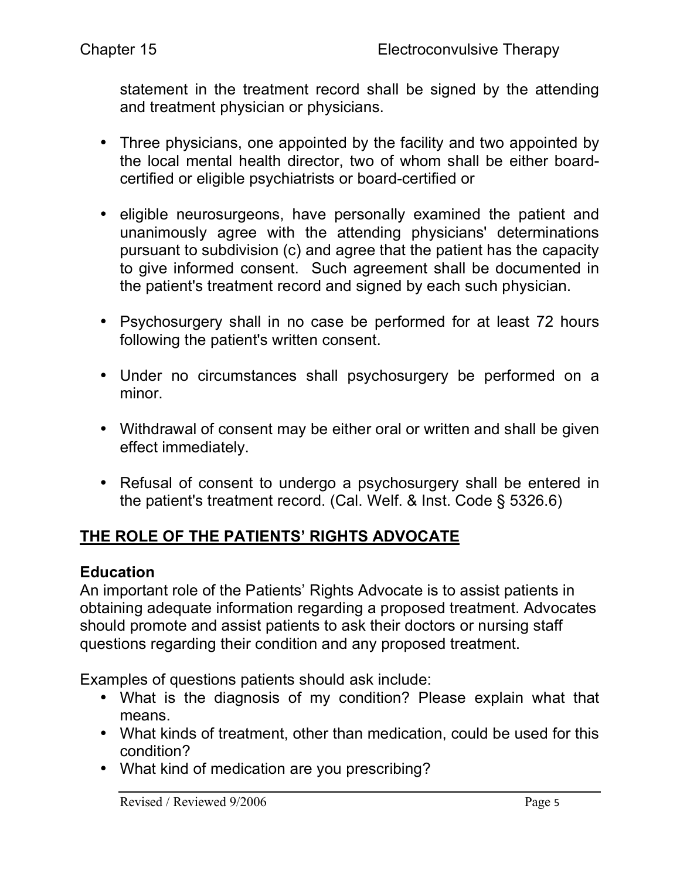statement in the treatment record shall be signed by the attending and treatment physician or physicians.

- Three physicians, one appointed by the facility and two appointed by the local mental health director, two of whom shall be either board-certified or eligible psychiatrists or board-certified or

- eligible neurosurgeons, have personally examined the patient and unanimously agree with the attending physicians' determinations pursuant to subdivision (c) and agree that the patient has the capacity to give informed consent. Such agreement shall be documented in the patient's treatment record and signed by each such physician.

- Psychosurgery shall in no case be performed for at least 72 hours following the patient's written consent.

- Under no circumstances shall psychosurgery be performed on a minor.

- Withdrawal of consent may be either oral or written and shall be given effect immediately.

- Refusal of consent to undergo a psychosurgery shall be entered in the patient's treatment record. (Cal. Welf. & Inst. Code § 5326.6)

## THE ROLE OF THE PATIENTS' RIGHTS ADVOCATE

### Education

An important role of the Patients' Rights Advocate is to assist patients in obtaining adequate information regarding a proposed treatment. Advocates should promote and assist patients to ask their doctors or nursing staff questions regarding their condition and any proposed treatment.

Examples of questions patients should ask include:

- What is the diagnosis of my condition? Please explain what that means.
- What kinds of treatment, other than medication, could be used for this condition?
- What kind of medication are you prescribing?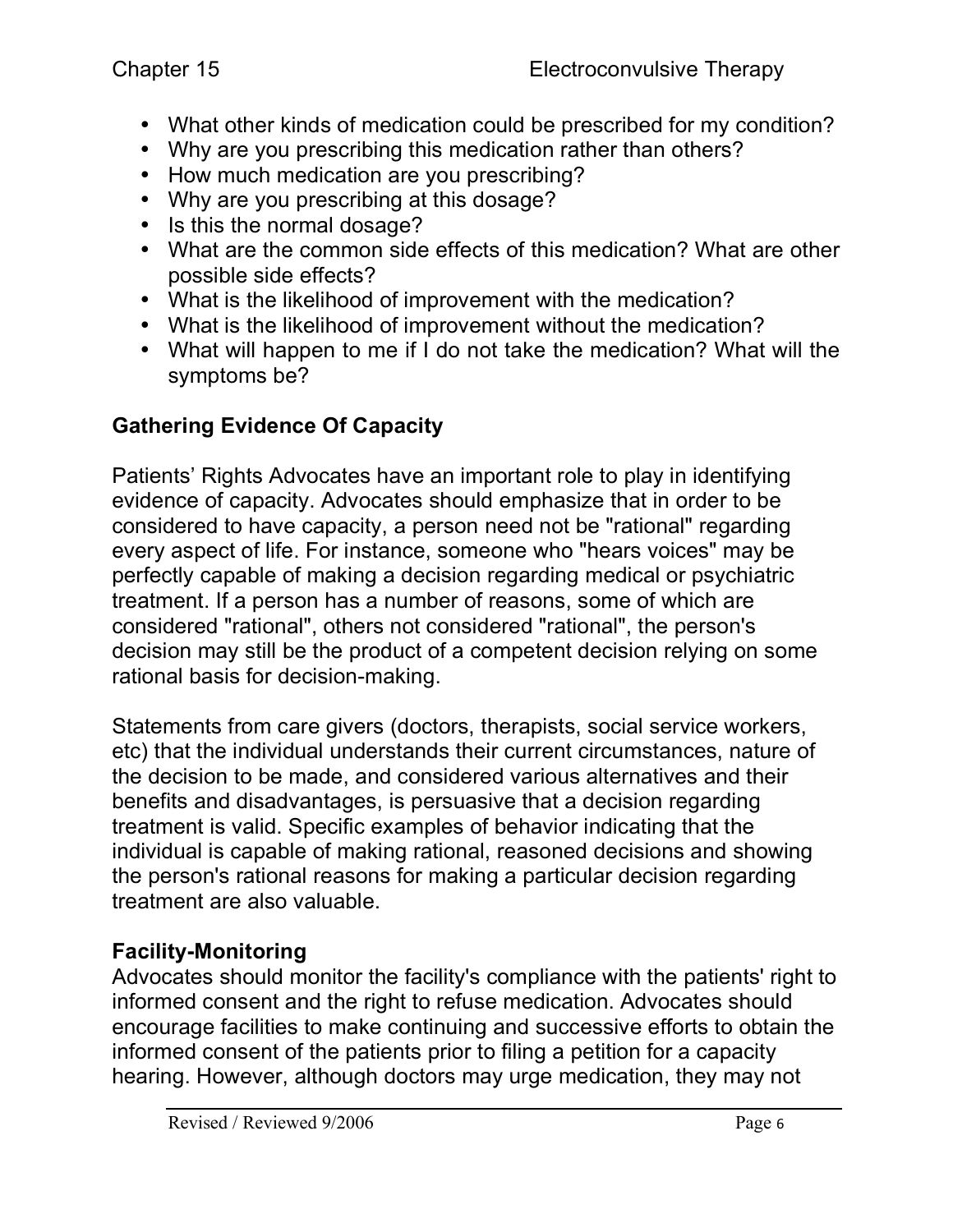- What other kinds of medication could be prescribed for my condition?
- Why are you prescribing this medication rather than others?
- How much medication are you prescribing?
- Why are you prescribing at this dosage?
- Is this the normal dosage?
- What are the common side effects of this medication? What are other possible side effects?
- What is the likelihood of improvement with the medication?
- What is the likelihood of improvement without the medication?
- What will happen to me if I do not take the medication? What will the symptoms be?

## Gathering Evidence Of Capacity

Patients' Rights Advocates have an important role to play in identifying evidence of capacity. Advocates should emphasize that in order to be considered to have capacity, a person need not be "rational" regarding every aspect of life. For instance, someone who "hears voices" may be perfectly capable of making a decision regarding medical or psychiatric treatment. If a person has a number of reasons, some of which are considered "rational", others not considered "rational", the person's decision may still be the product of a competent decision relying on some rational basis for decision-making.

Statements from care givers (doctors, therapists, social service workers, etc) that the individual understands their current circumstances, nature of the decision to be made, and considered various alternatives and their benefits and disadvantages, is persuasive that a decision regarding treatment is valid. Specific examples of behavior indicating that the individual is capable of making rational, reasoned decisions and showing the person's rational reasons for making a particular decision regarding treatment are also valuable.

## Facility-Monitoring

Advocates should monitor the facility's compliance with the patients' right to informed consent and the right to refuse medication. Advocates should encourage facilities to make continuing and successive efforts to obtain the informed consent of the patients prior to filing a petition for a capacity hearing. However, although doctors may urge medication, they may not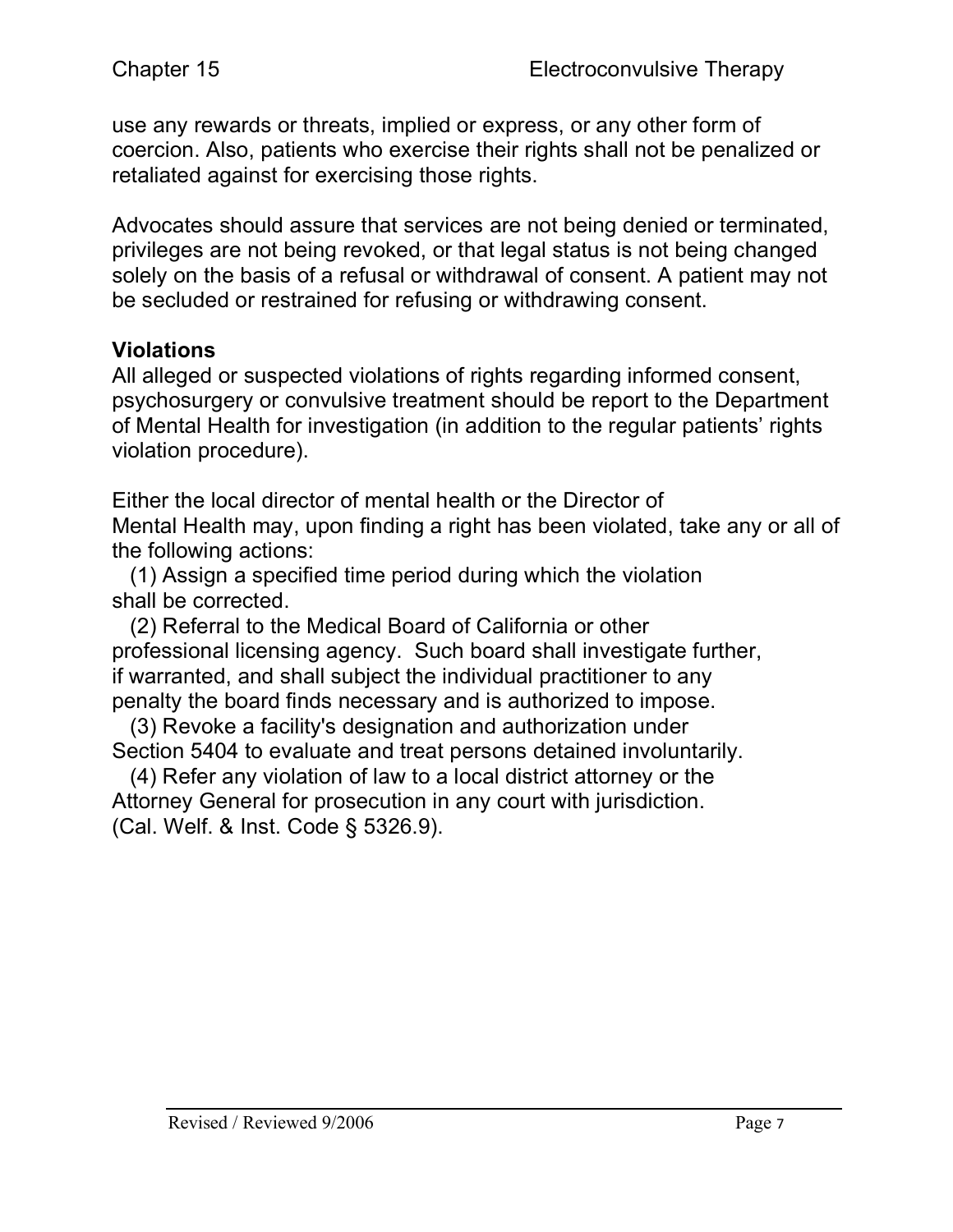use any rewards or threats, implied or express, or any other form of coercion. Also, patients who exercise their rights shall not be penalized or retaliated against for exercising those rights.

Advocates should assure that services are not being denied or terminated, privileges are not being revoked, or that legal status is not being changed solely on the basis of a refusal or withdrawal of consent. A patient may not be secluded or restrained for refusing or withdrawing consent.

**Violations**

All alleged or suspected violations of rights regarding informed consent, psychosurgery or convulsive treatment should be report to the Department of Mental Health for investigation (in addition to the regular patients' rights violation procedure).

Either the local director of mental health or the Director of Mental Health may, upon finding a right has been violated, take any or all of the following actions:

(1) Assign a specified time period during which the violation shall be corrected.

(2) Referral to the Medical Board of California or other professional licensing agency. Such board shall investigate further, if warranted, and shall subject the individual practitioner to any penalty the board finds necessary and is authorized to impose.

(3) Revoke a facility's designation and authorization under Section 5404 to evaluate and treat persons detained involuntarily.

(4) Refer any violation of law to a local district attorney or the Attorney General for prosecution in any court with jurisdiction. (Cal. Welf. & Inst. Code § 5326.9).